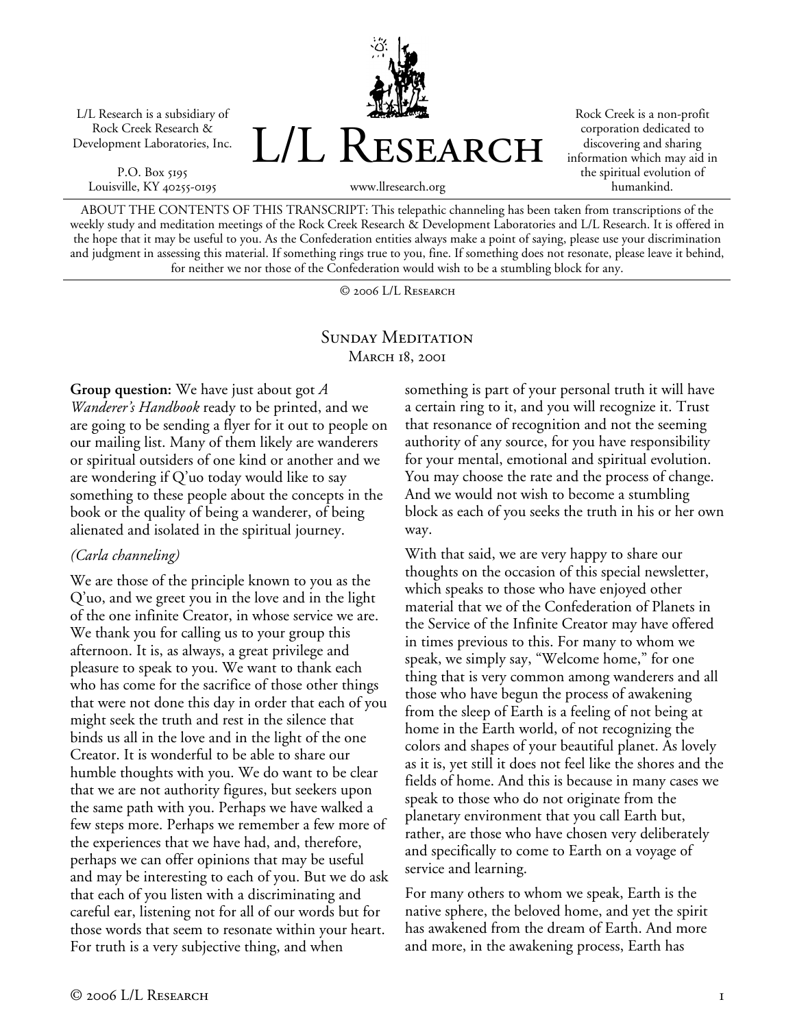L/L Research is a subsidiary of Rock Creek Research & Development Laboratories, Inc.

P.O. Box 5195
Louisville, KY 40255-0195

# L/L Research

www.llresearch.org

Rock Creek is a non-profit corporation dedicated to discovering and sharing information which may aid in the spiritual evolution of humankind.

ABOUT THE CONTENTS OF THIS TRANSCRIPT: This telepathic channeling has been taken from transcriptions of the weekly study and meditation meetings of the Rock Creek Research & Development Laboratories and L/L Research. It is offered in the hope that it may be useful to you. As the Confederation entities always make a point of saying, please use your discrimination and judgment in assessing this material. If something rings true to you, fine. If something does not resonate, please leave it behind, for neither we nor those of the Confederation would wish to be a stumbling block for any.

© 2006 L/L Research

## Sunday Meditation
### March 18, 2001

**Group question:** We have just about got *A Wanderer's Handbook* ready to be printed, and we are going to be sending a flyer for it out to people on our mailing list. Many of them likely are wanderers or spiritual outsiders of one kind or another and we are wondering if Q'uo today would like to say something to these people about the concepts in the book or the quality of being a wanderer, of being alienated and isolated in the spiritual journey.

*(Carla channeling)*

We are those of the principle known to you as the Q'uo, and we greet you in the love and in the light of the one infinite Creator, in whose service we are. We thank you for calling us to your group this afternoon. It is, as always, a great privilege and pleasure to speak to you. We want to thank each who has come for the sacrifice of those other things that were not done this day in order that each of you might seek the truth and rest in the silence that binds us all in the love and in the light of the one Creator. It is wonderful to be able to share our humble thoughts with you. We do want to be clear that we are not authority figures, but seekers upon the same path with you. Perhaps we have walked a few steps more. Perhaps we remember a few more of the experiences that we have had, and, therefore, perhaps we can offer opinions that may be useful and may be interesting to each of you. But we do ask that each of you listen with a discriminating and careful ear, listening not for all of our words but for those words that seem to resonate within your heart. For truth is a very subjective thing, and when something is part of your personal truth it will have a certain ring to it, and you will recognize it. Trust that resonance of recognition and not the seeming authority of any source, for you have responsibility for your mental, emotional and spiritual evolution. You may choose the rate and the process of change. And we would not wish to become a stumbling block as each of you seeks the truth in his or her own way.

With that said, we are very happy to share our thoughts on the occasion of this special newsletter, which speaks to those who have enjoyed other material that we of the Confederation of Planets in the Service of the Infinite Creator may have offered in times previous to this. For many to whom we speak, we simply say, "Welcome home," for one thing that is very common among wanderers and all those who have begun the process of awakening from the sleep of Earth is a feeling of not being at home in the Earth world, of not recognizing the colors and shapes of your beautiful planet. As lovely as it is, yet still it does not feel like the shores and the fields of home. And this is because in many cases we speak to those who do not originate from the planetary environment that you call Earth but, rather, are those who have chosen very deliberately and specifically to come to Earth on a voyage of service and learning.

For many others to whom we speak, Earth is the native sphere, the beloved home, and yet the spirit has awakened from the dream of Earth. And more and more, in the awakening process, Earth has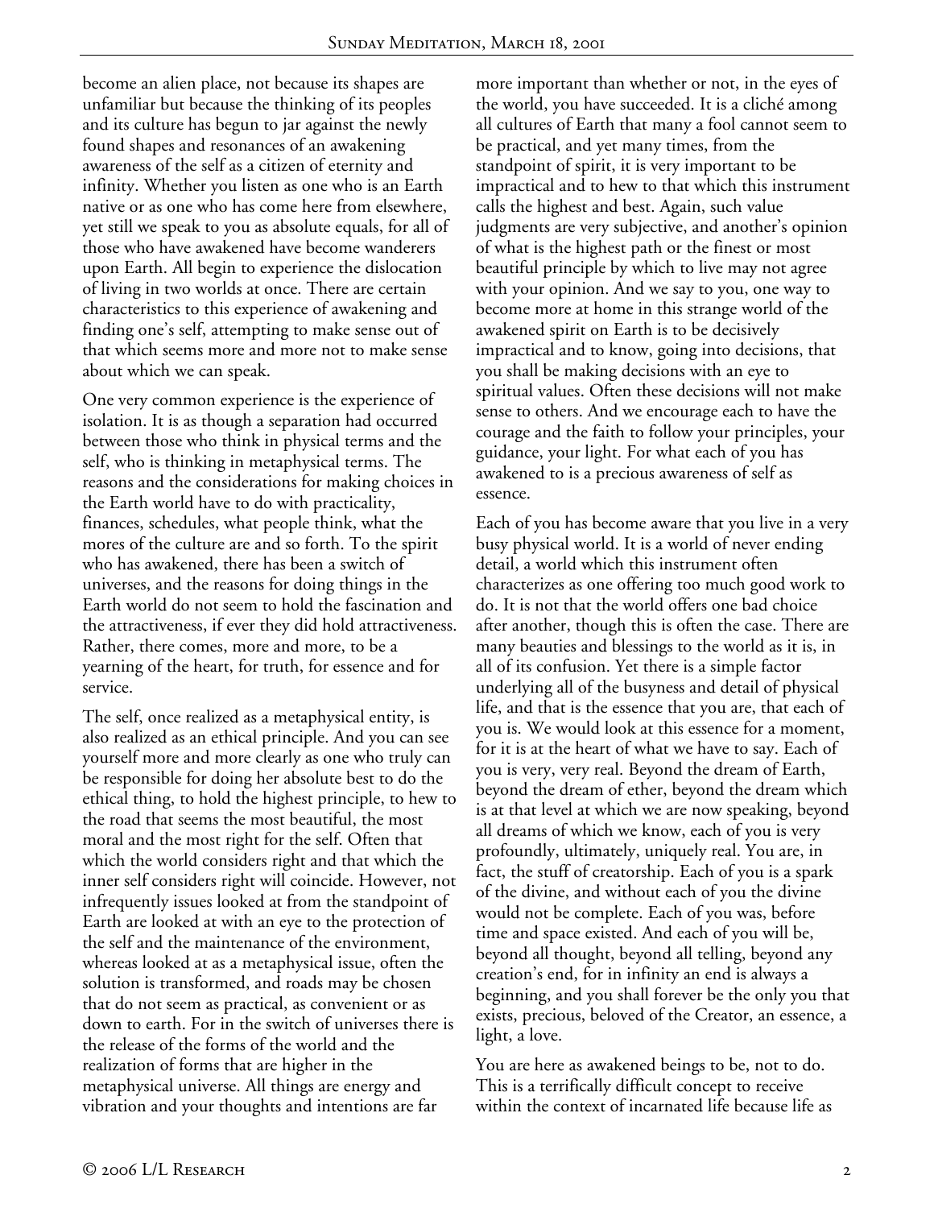become an alien place, not because its shapes are unfamiliar but because the thinking of its peoples and its culture has begun to jar against the newly found shapes and resonances of an awakening awareness of the self as a citizen of eternity and infinity. Whether you listen as one who is an Earth native or as one who has come here from elsewhere, yet still we speak to you as absolute equals, for all of those who have awakened have become wanderers upon Earth. All begin to experience the dislocation of living in two worlds at once. There are certain characteristics to this experience of awakening and finding one's self, attempting to make sense out of that which seems more and more not to make sense about which we can speak.

One very common experience is the experience of isolation. It is as though a separation had occurred between those who think in physical terms and the self, who is thinking in metaphysical terms. The reasons and the considerations for making choices in the Earth world have to do with practicality, finances, schedules, what people think, what the mores of the culture are and so forth. To the spirit who has awakened, there has been a switch of universes, and the reasons for doing things in the Earth world do not seem to hold the fascination and the attractiveness, if ever they did hold attractiveness. Rather, there comes, more and more, to be a yearning of the heart, for truth, for essence and for service.

The self, once realized as a metaphysical entity, is also realized as an ethical principle. And you can see yourself more and more clearly as one who truly can be responsible for doing her absolute best to do the ethical thing, to hold the highest principle, to hew to the road that seems the most beautiful, the most moral and the most right for the self. Often that which the world considers right and that which the inner self considers right will coincide. However, not infrequently issues looked at from the standpoint of Earth are looked at with an eye to the protection of the self and the maintenance of the environment, whereas looked at as a metaphysical issue, often the solution is transformed, and roads may be chosen that do not seem as practical, as convenient or as down to earth. For in the switch of universes there is the release of the forms of the world and the realization of forms that are higher in the metaphysical universe. All things are energy and vibration and your thoughts and intentions are far more important than whether or not, in the eyes of the world, you have succeeded. It is a cliché among all cultures of Earth that many a fool cannot seem to be practical, and yet many times, from the standpoint of spirit, it is very important to be impractical and to hew to that which this instrument calls the highest and best. Again, such value judgments are very subjective, and another's opinion of what is the highest path or the finest or most beautiful principle by which to live may not agree with your opinion. And we say to you, one way to become more at home in this strange world of the awakened spirit on Earth is to be decisively impractical and to know, going into decisions, that you shall be making decisions with an eye to spiritual values. Often these decisions will not make sense to others. And we encourage each to have the courage and the faith to follow your principles, your guidance, your light. For what each of you has awakened to is a precious awareness of self as essence.

Each of you has become aware that you live in a very busy physical world. It is a world of never ending detail, a world which this instrument often characterizes as one offering too much good work to do. It is not that the world offers one bad choice after another, though this is often the case. There are many beauties and blessings to the world as it is, in all of its confusion. Yet there is a simple factor underlying all of the busyness and detail of physical life, and that is the essence that you are, that each of you is. We would look at this essence for a moment, for it is at the heart of what we have to say. Each of you is very, very real. Beyond the dream of Earth, beyond the dream of ether, beyond the dream which is at that level at which we are now speaking, beyond all dreams of which we know, each of you is very profoundly, ultimately, uniquely real. You are, in fact, the stuff of creatorship. Each of you is a spark of the divine, and without each of you the divine would not be complete. Each of you was, before time and space existed. And each of you will be, beyond all thought, beyond all telling, beyond any creation's end, for in infinity an end is always a beginning, and you shall forever be the only you that exists, precious, beloved of the Creator, an essence, a light, a love.

You are here as awakened beings to be, not to do. This is a terrifically difficult concept to receive within the context of incarnated life because life as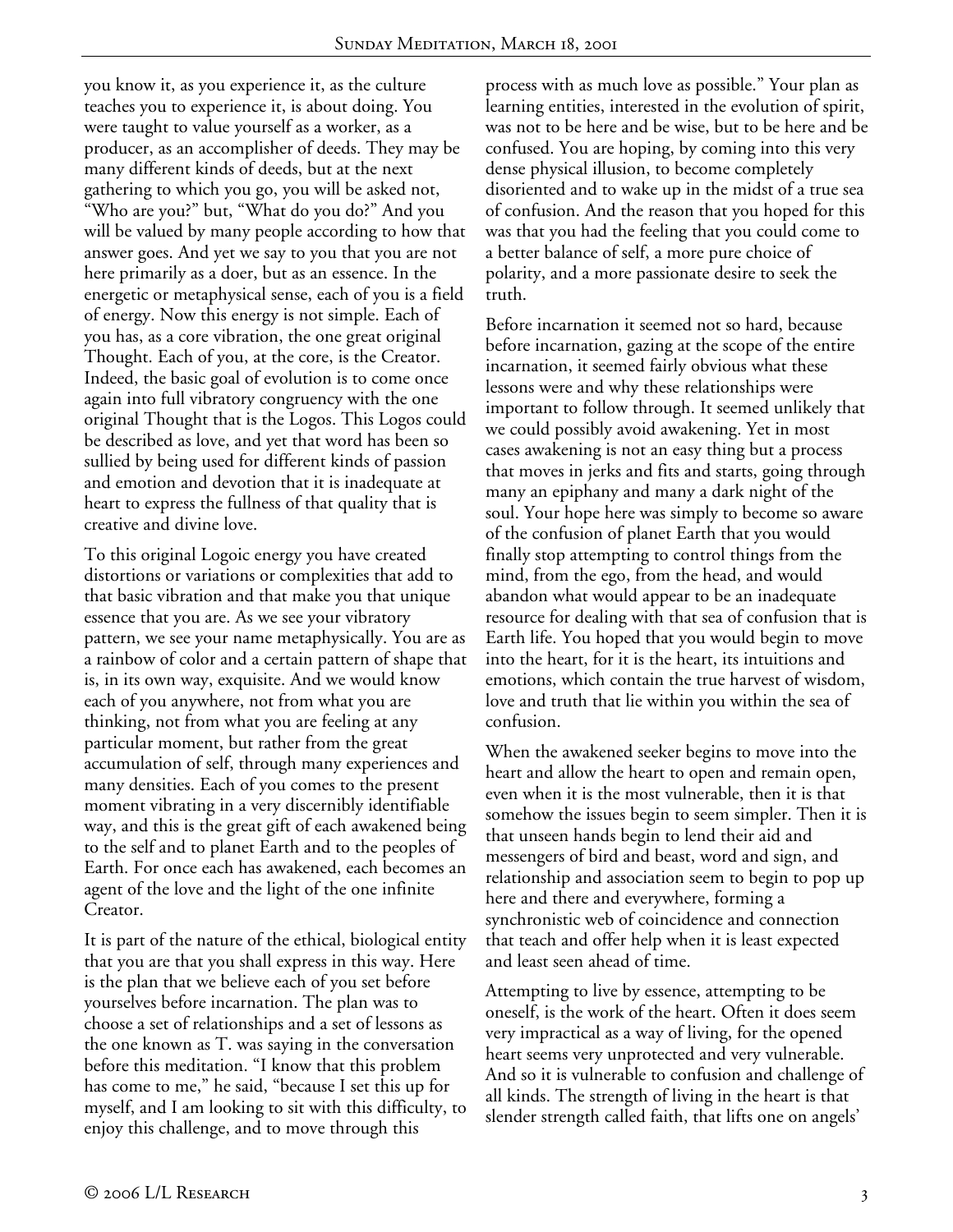you know it, as you experience it, as the culture teaches you to experience it, is about doing. You were taught to value yourself as a worker, as a producer, as an accomplisher of deeds. They may be many different kinds of deeds, but at the next gathering to which you go, you will be asked not, "Who are you?" but, "What do you do?" And you will be valued by many people according to how that answer goes. And yet we say to you that you are not here primarily as a doer, but as an essence. In the energetic or metaphysical sense, each of you is a field of energy. Now this energy is not simple. Each of you has, as a core vibration, the one great original Thought. Each of you, at the core, is the Creator. Indeed, the basic goal of evolution is to come once again into full vibratory congruency with the one original Thought that is the Logos. This Logos could be described as love, and yet that word has been so sullied by being used for different kinds of passion and emotion and devotion that it is inadequate at heart to express the fullness of that quality that is creative and divine love.

To this original Logoic energy you have created distortions or variations or complexities that add to that basic vibration and that make you that unique essence that you are. As we see your vibratory pattern, we see your name metaphysically. You are as a rainbow of color and a certain pattern of shape that is, in its own way, exquisite. And we would know each of you anywhere, not from what you are thinking, not from what you are feeling at any particular moment, but rather from the great accumulation of self, through many experiences and many densities. Each of you comes to the present moment vibrating in a very discernibly identifiable way, and this is the great gift of each awakened being to the self and to planet Earth and to the peoples of Earth. For once each has awakened, each becomes an agent of the love and the light of the one infinite Creator.

It is part of the nature of the ethical, biological entity that you are that you shall express in this way. Here is the plan that we believe each of you set before yourselves before incarnation. The plan was to choose a set of relationships and a set of lessons as the one known as T. was saying in the conversation before this meditation. "I know that this problem has come to me," he said, "because I set this up for myself, and I am looking to sit with this difficulty, to enjoy this challenge, and to move through this process with as much love as possible." Your plan as learning entities, interested in the evolution of spirit, was not to be here and be wise, but to be here and be confused. You are hoping, by coming into this very dense physical illusion, to become completely disoriented and to wake up in the midst of a true sea of confusion. And the reason that you hoped for this was that you had the feeling that you could come to a better balance of self, a more pure choice of polarity, and a more passionate desire to seek the truth.

Before incarnation it seemed not so hard, because before incarnation, gazing at the scope of the entire incarnation, it seemed fairly obvious what these lessons were and why these relationships were important to follow through. It seemed unlikely that we could possibly avoid awakening. Yet in most cases awakening is not an easy thing but a process that moves in jerks and fits and starts, going through many an epiphany and many a dark night of the soul. Your hope here was simply to become so aware of the confusion of planet Earth that you would finally stop attempting to control things from the mind, from the ego, from the head, and would abandon what would appear to be an inadequate resource for dealing with that sea of confusion that is Earth life. You hoped that you would begin to move into the heart, for it is the heart, its intuitions and emotions, which contain the true harvest of wisdom, love and truth that lie within you within the sea of confusion.

When the awakened seeker begins to move into the heart and allow the heart to open and remain open, even when it is the most vulnerable, then it is that somehow the issues begin to seem simpler. Then it is that unseen hands begin to lend their aid and messengers of bird and beast, word and sign, and relationship and association seem to begin to pop up here and there and everywhere, forming a synchronistic web of coincidence and connection that teach and offer help when it is least expected and least seen ahead of time.

Attempting to live by essence, attempting to be oneself, is the work of the heart. Often it does seem very impractical as a way of living, for the opened heart seems very unprotected and very vulnerable. And so it is vulnerable to confusion and challenge of all kinds. The strength of living in the heart is that slender strength called faith, that lifts one on angels'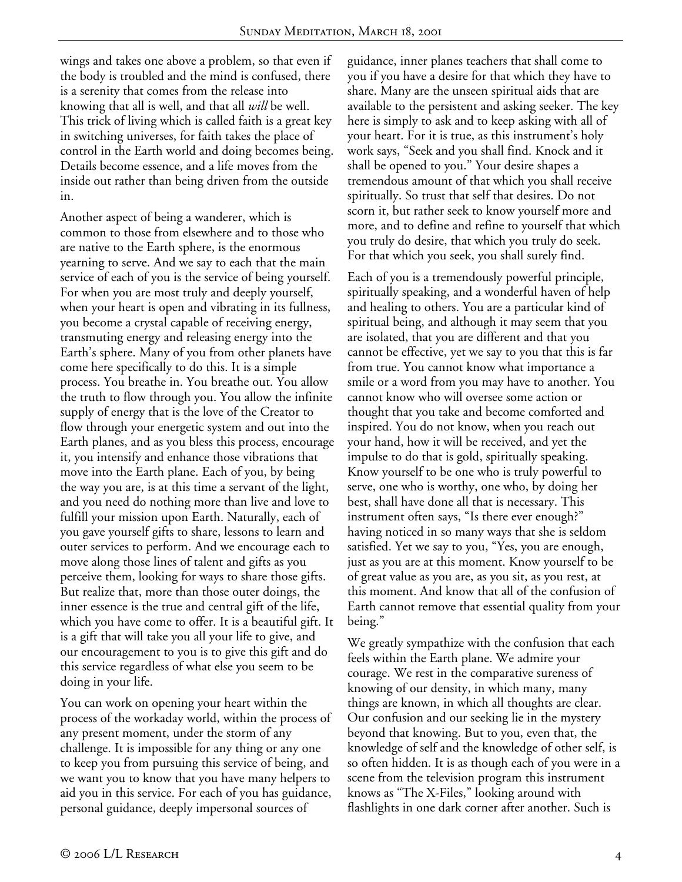wings and takes one above a problem, so that even if the body is troubled and the mind is confused, there is a serenity that comes from the release into knowing that all is well, and that all *will* be well. This trick of living which is called faith is a great key in switching universes, for faith takes the place of control in the Earth world and doing becomes being. Details become essence, and a life moves from the inside out rather than being driven from the outside in.

Another aspect of being a wanderer, which is common to those from elsewhere and to those who are native to the Earth sphere, is the enormous yearning to serve. And we say to each that the main service of each of you is the service of being yourself. For when you are most truly and deeply yourself, when your heart is open and vibrating in its fullness, you become a crystal capable of receiving energy, transmuting energy and releasing energy into the Earth's sphere. Many of you from other planets have come here specifically to do this. It is a simple process. You breathe in. You breathe out. You allow the truth to flow through you. You allow the infinite supply of energy that is the love of the Creator to flow through your energetic system and out into the Earth planes, and as you bless this process, encourage it, you intensify and enhance those vibrations that move into the Earth plane. Each of you, by being the way you are, is at this time a servant of the light, and you need do nothing more than live and love to fulfill your mission upon Earth. Naturally, each of you gave yourself gifts to share, lessons to learn and outer services to perform. And we encourage each to move along those lines of talent and gifts as you perceive them, looking for ways to share those gifts. But realize that, more than those outer doings, the inner essence is the true and central gift of the life, which you have come to offer. It is a beautiful gift. It is a gift that will take you all your life to give, and our encouragement to you is to give this gift and do this service regardless of what else you seem to be doing in your life.

You can work on opening your heart within the process of the workaday world, within the process of any present moment, under the storm of any challenge. It is impossible for any thing or any one to keep you from pursuing this service of being, and we want you to know that you have many helpers to aid you in this service. For each of you has guidance, personal guidance, deeply impersonal sources of guidance, inner planes teachers that shall come to you if you have a desire for that which they have to share. Many are the unseen spiritual aids that are available to the persistent and asking seeker. The key here is simply to ask and to keep asking with all of your heart. For it is true, as this instrument's holy work says, "Seek and you shall find. Knock and it shall be opened to you." Your desire shapes a tremendous amount of that which you shall receive spiritually. So trust that self that desires. Do not scorn it, but rather seek to know yourself more and more, and to define and refine to yourself that which you truly do desire, that which you truly do seek. For that which you seek, you shall surely find.

Each of you is a tremendously powerful principle, spiritually speaking, and a wonderful haven of help and healing to others. You are a particular kind of spiritual being, and although it may seem that you are isolated, that you are different and that you cannot be effective, yet we say to you that this is far from true. You cannot know what importance a smile or a word from you may have to another. You cannot know who will oversee some action or thought that you take and become comforted and inspired. You do not know, when you reach out your hand, how it will be received, and yet the impulse to do that is gold, spiritually speaking. Know yourself to be one who is truly powerful to serve, one who is worthy, one who, by doing her best, shall have done all that is necessary. This instrument often says, "Is there ever enough?" having noticed in so many ways that she is seldom satisfied. Yet we say to you, "Yes, you are enough, just as you are at this moment. Know yourself to be of great value as you are, as you sit, as you rest, at this moment. And know that all of the confusion of Earth cannot remove that essential quality from your being."

We greatly sympathize with the confusion that each feels within the Earth plane. We admire your courage. We rest in the comparative sureness of knowing of our density, in which many, many things are known, in which all thoughts are clear. Our confusion and our seeking lie in the mystery beyond that knowing. But to you, even that, the knowledge of self and the knowledge of other self, is so often hidden. It is as though each of you were in a scene from the television program this instrument knows as "The X-Files," looking around with flashlights in one dark corner after another. Such is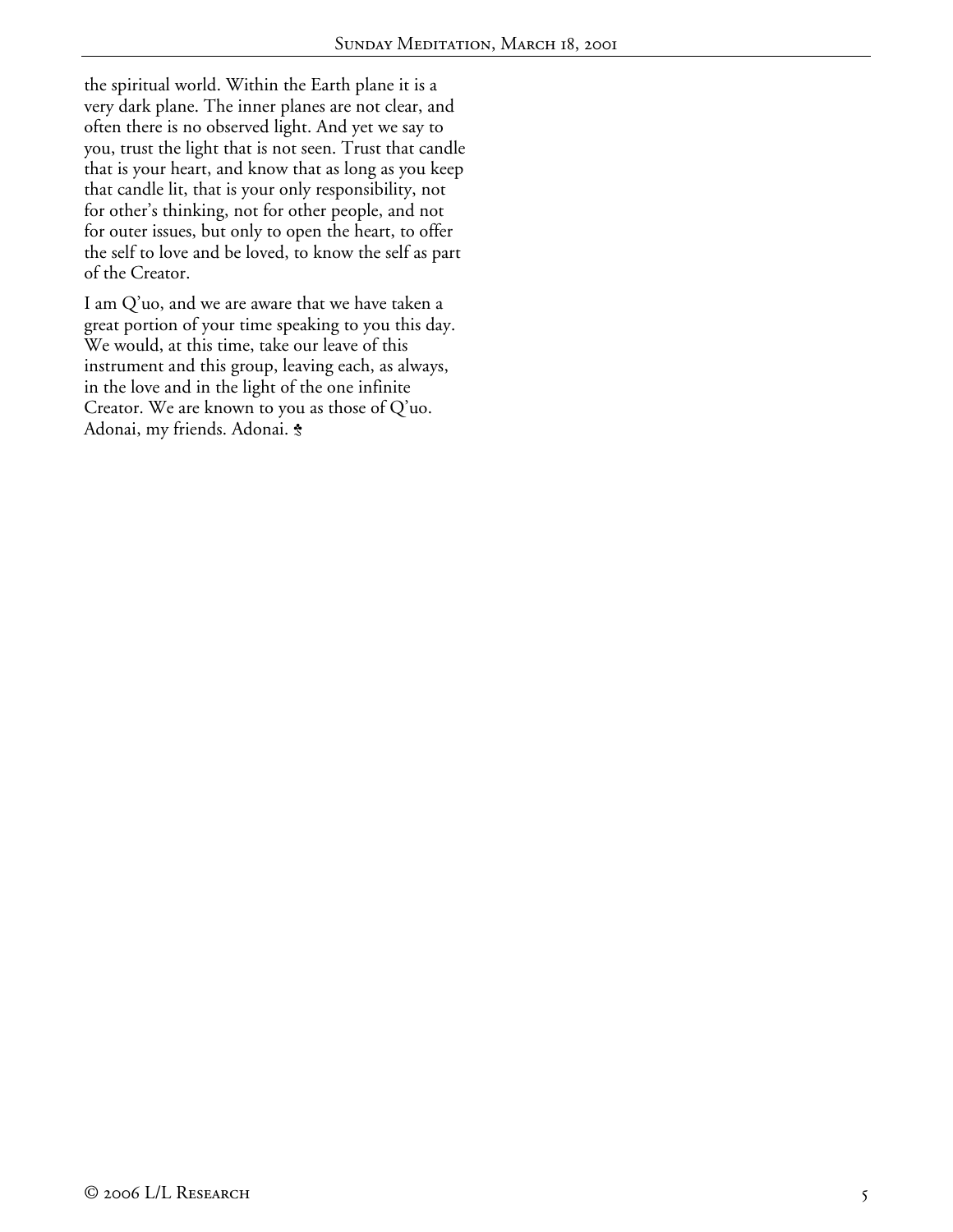the spiritual world. Within the Earth plane it is a very dark plane. The inner planes are not clear, and often there is no observed light. And yet we say to you, trust the light that is not seen. Trust that candle that is your heart, and know that as long as you keep that candle lit, that is your only responsibility, not for other's thinking, not for other people, and not for outer issues, but only to open the heart, to offer the self to love and be loved, to know the self as part of the Creator.

I am Q'uo, and we are aware that we have taken a great portion of your time speaking to you this day. We would, at this time, take our leave of this instrument and this group, leaving each, as always, in the love and in the light of the one infinite Creator. We are known to you as those of Q'uo. Adonai, my friends. Adonai.